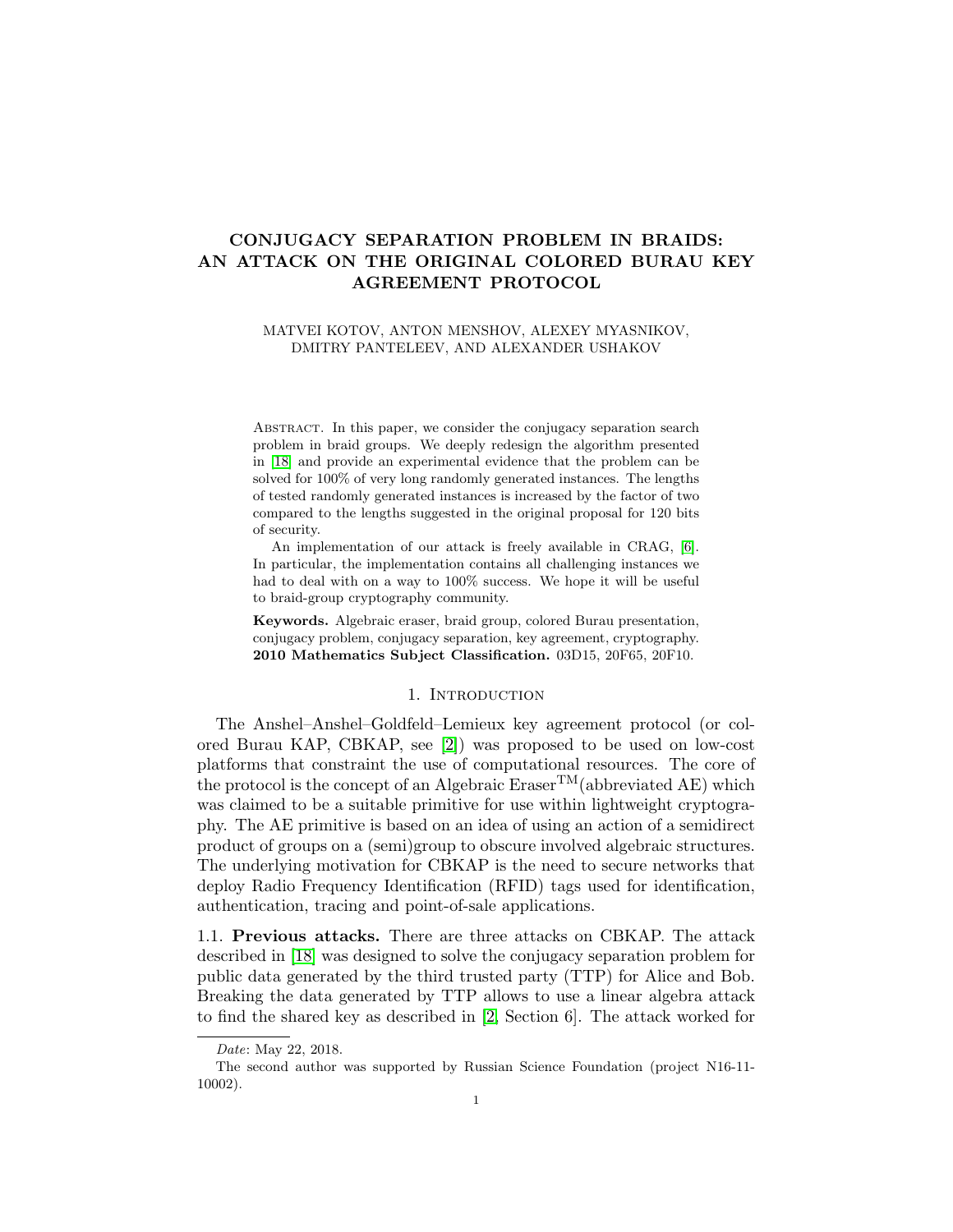# CONJUGACY SEPARATION PROBLEM IN BRAIDS: AN ATTACK ON THE ORIGINAL COLORED BURAU KEY AGREEMENT PROTOCOL

MATVEI KOTOV, ANTON MENSHOV, ALEXEY MYASNIKOV, DMITRY PANTELEEV, AND ALEXANDER USHAKOV

ABSTRACT. In this paper, we consider the conjugacy separation search problem in braid groups. We deeply redesign the algorithm presented in [18] and provide an experimental evidence that the problem can be solved for 100% of very long randomly generated instances. The lengths of tested randomly generated instances is increased by the factor of two compared to the lengths suggested in the original proposal for 120 bits of security.

An implementation of our attack is freely available in CRAG, [6]. In particular, the implementation contains all challenging instances we had to deal with on a way to 100% success. We hope it will be useful to braid-group cryptography community.

**Keywords.** Algebraic eraser, braid group, colored Burau presentation, conjugacy problem, conjugacy separation, key agreement, cryptography.
**2010 Mathematics Subject Classification.** 03D15, 20F65, 20F10.

## 1. Introduction

The Anshel–Anshel–Goldfeld–Lemieux key agreement protocol (or colored Burau KAP, CBKAP, see [2]) was proposed to be used on low-cost platforms that constraint the use of computational resources. The core of the protocol is the concept of an Algebraic Eraser$^{\text{TM}}$(abbreviated AE) which was claimed to be a suitable primitive for use within lightweight cryptography. The AE primitive is based on an idea of using an action of a semidirect product of groups on a (semi)group to obscure involved algebraic structures. The underlying motivation for CBKAP is the need to secure networks that deploy Radio Frequency Identification (RFID) tags used for identification, authentication, tracing and point-of-sale applications.

### 1.1. Previous attacks.

**1.1. Previous attacks.** There are three attacks on CBKAP. The attack described in [18] was designed to solve the conjugacy separation problem for public data generated by the third trusted party (TTP) for Alice and Bob. Breaking the data generated by TTP allows to use a linear algebra attack to find the shared key as described in [2, Section 6]. The attack worked for

*Date*: May 22, 2018.

The second author was supported by Russian Science Foundation (project N16-11-10002).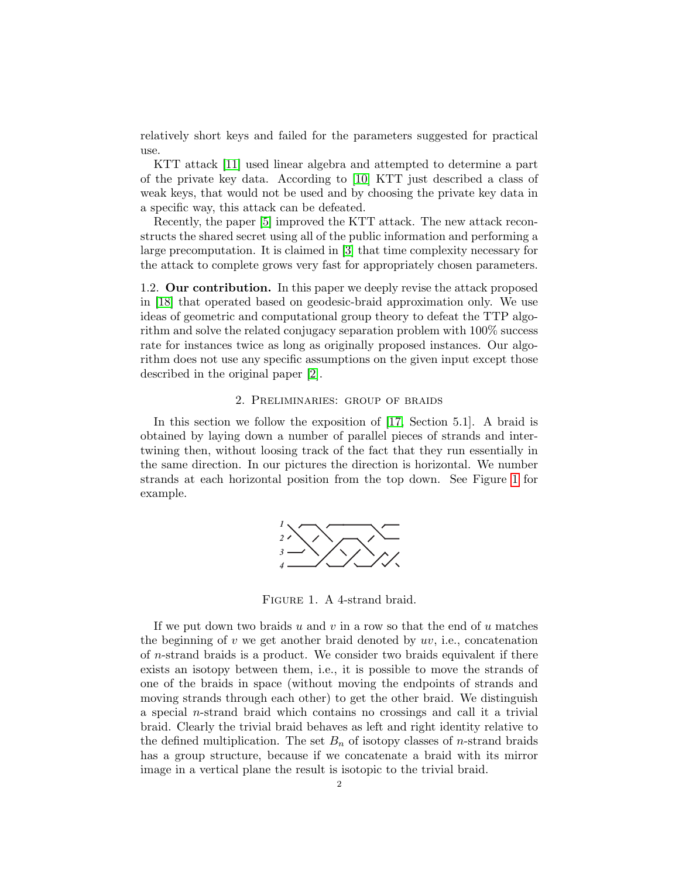relatively short keys and failed for the parameters suggested for practical use.

KTT attack [11] used linear algebra and attempted to determine a part of the private key data. According to [10] KTT just described a class of weak keys, that would not be used and by choosing the private key data in a specific way, this attack can be defeated.

Recently, the paper [5] improved the KTT attack. The new attack reconstructs the shared secret using all of the public information and performing a large precomputation. It is claimed in [3] that time complexity necessary for the attack to complete grows very fast for appropriately chosen parameters.

1.2. **Our contribution.** In this paper we deeply revise the attack proposed in [18] that operated based on geodesic-braid approximation only. We use ideas of geometric and computational group theory to defeat the TTP algorithm and solve the related conjugacy separation problem with 100% success rate for instances twice as long as originally proposed instances. Our algorithm does not use any specific assumptions on the given input except those described in the original paper [2].

## 2. Preliminaries: group of braids

In this section we follow the exposition of [17, Section 5.1]. A braid is obtained by laying down a number of parallel pieces of strands and intertwining then, without loosing track of the fact that they run essentially in the same direction. In our pictures the direction is horizontal. We number strands at each horizontal position from the top down. See Figure 1 for example.

Figure 1. A 4-strand braid.

If we put down two braids $u$ and $v$ in a row so that the end of $u$ matches the beginning of $v$ we get another braid denoted by $uv$, i.e., concatenation of $n$-strand braids is a product. We consider two braids equivalent if there exists an isotopy between them, i.e., it is possible to move the strands of one of the braids in space (without moving the endpoints of strands and moving strands through each other) to get the other braid. We distinguish a special $n$-strand braid which contains no crossings and call it a trivial braid. Clearly the trivial braid behaves as left and right identity relative to the defined multiplication. The set $B_n$ of isotopy classes of $n$-strand braids has a group structure, because if we concatenate a braid with its mirror image in a vertical plane the result is isotopic to the trivial braid.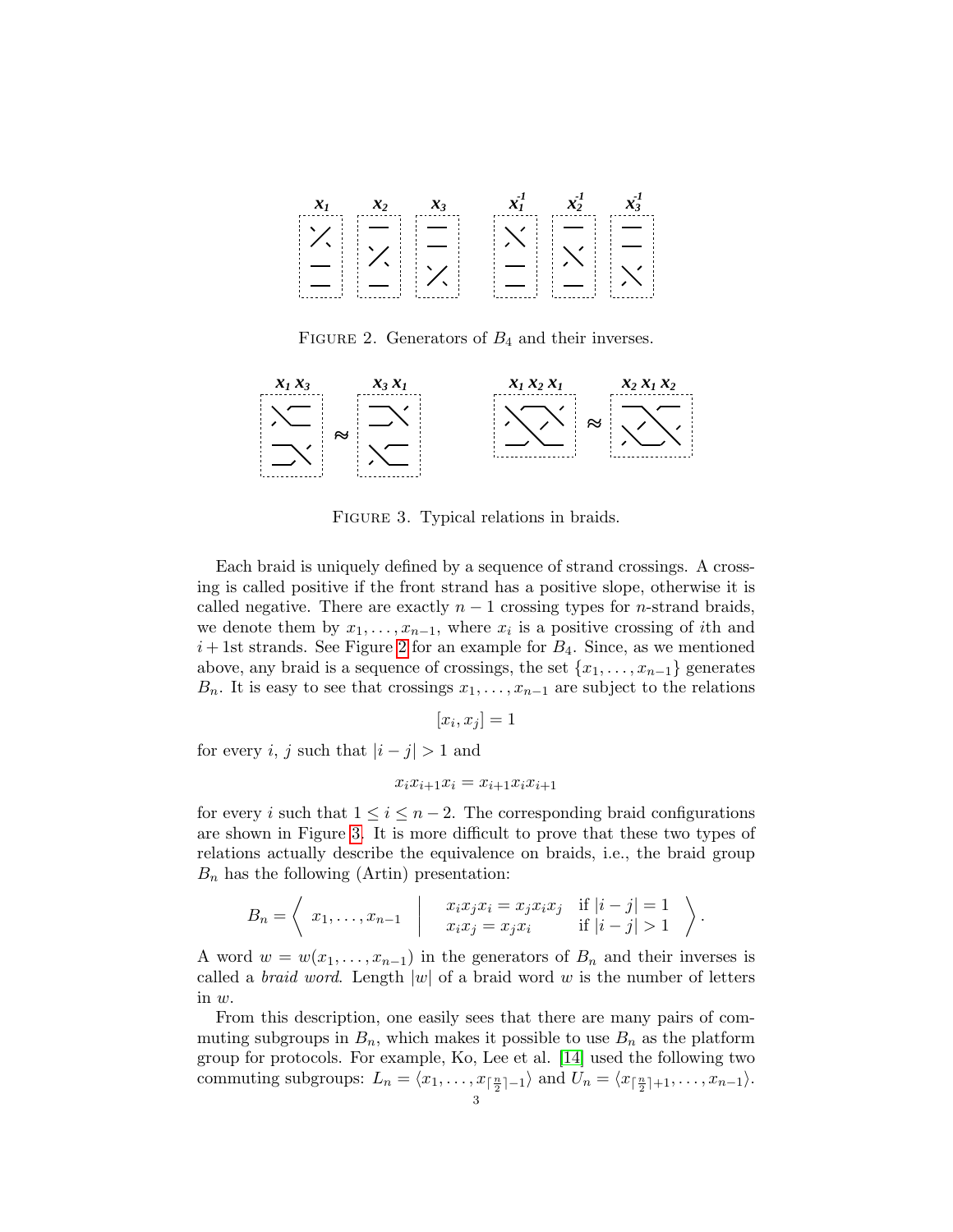FIGURE 2. Generators of $B_4$ and their inverses.

FIGURE 3. Typical relations in braids.

Each braid is uniquely defined by a sequence of strand crossings. A crossing is called positive if the front strand has a positive slope, otherwise it is called negative. There are exactly $n-1$ crossing types for $n$-strand braids, we denote them by $x_1, \ldots, x_{n-1}$, where $x_i$ is a positive crossing of $i$th and $i+1$st strands. See Figure 2 for an example for $B_4$. Since, as we mentioned above, any braid is a sequence of crossings, the set $\{x_1, \ldots, x_{n-1}\}$ generates $B_n$. It is easy to see that crossings $x_1, \ldots, x_{n-1}$ are subject to the relations

$$[x_i, x_j] = 1$$

for every $i$, $j$ such that $|i-j| > 1$ and

$$x_i x_{i+1} x_i = x_{i+1} x_i x_{i+1}$$

for every $i$ such that $1 \le i \le n-2$. The corresponding braid configurations are shown in Figure 3. It is more difficult to prove that these two types of relations actually describe the equivalence on braids, i.e., the braid group $B_n$ has the following (Artin) presentation:

$$B_n = \left\langle \; x_1, \ldots, x_{n-1} \; \middle| \; \begin{array}{ll} x_i x_j x_i = x_j x_i x_j & \text{if } |i-j| = 1 \\ x_i x_j = x_j x_i & \text{if } |i-j| > 1 \end{array} \right\rangle.$$

A word $w = w(x_1, \ldots, x_{n-1})$ in the generators of $B_n$ and their inverses is called a *braid word*. Length $|w|$ of a braid word $w$ is the number of letters in $w$.

From this description, one easily sees that there are many pairs of commuting subgroups in $B_n$, which makes it possible to use $B_n$ as the platform group for protocols. For example, Ko, Lee et al. [14] used the following two commuting subgroups: $L_n = \langle x_1, \ldots, x_{\lceil \frac{n}{2} \rceil - 1} \rangle$ and $U_n = \langle x_{\lceil \frac{n}{2} \rceil + 1}, \ldots, x_{n-1} \rangle$.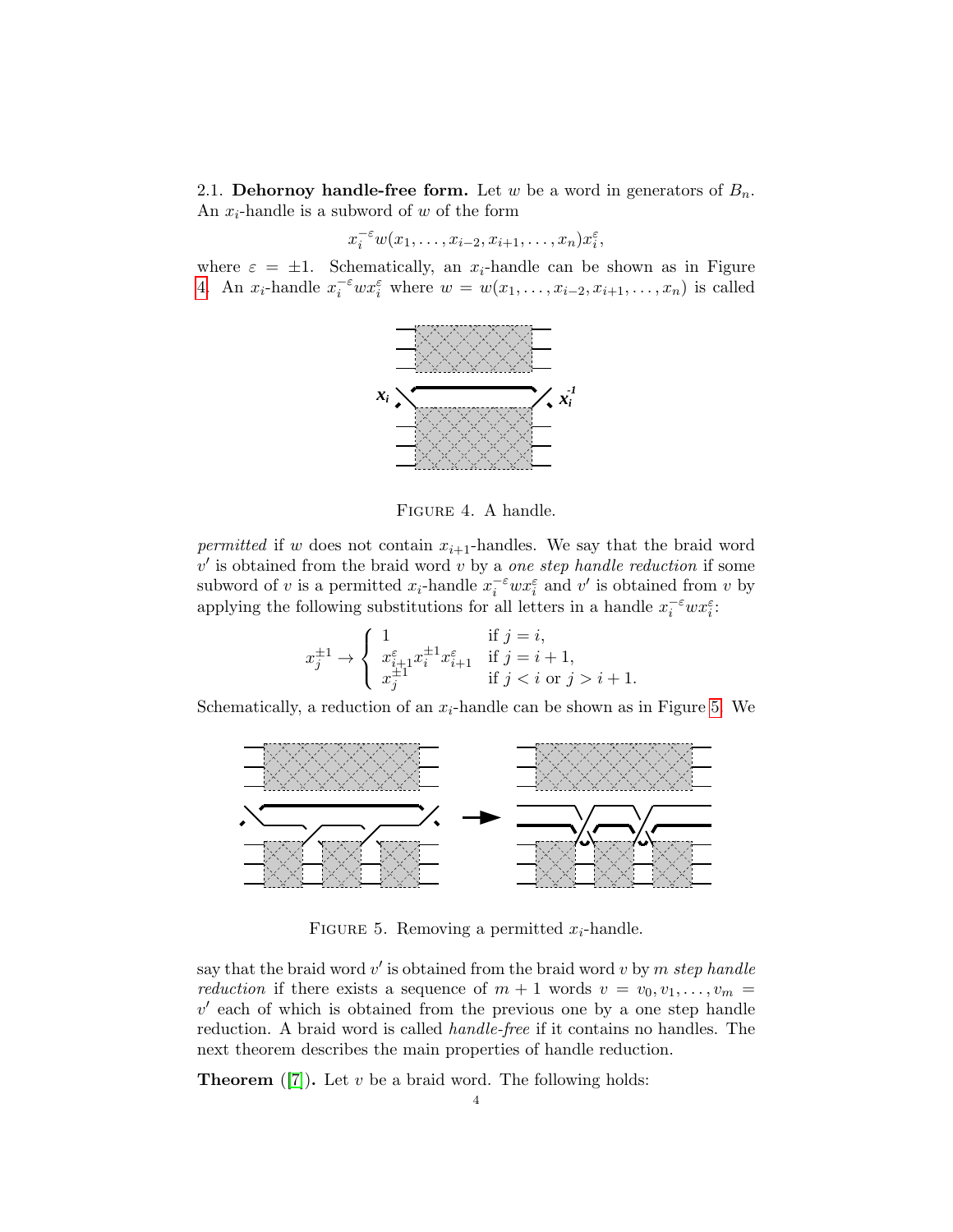2.1. **Dehornoy handle-free form.** Let $w$ be a word in generators of $B_n$. An $x_i$-handle is a subword of $w$ of the form

$$x_i^{-\varepsilon} w(x_1, \ldots, x_{i-2}, x_{i+1}, \ldots, x_n) x_i^{\varepsilon},$$

where $\varepsilon = \pm 1$. Schematically, an $x_i$-handle can be shown as in Figure 4. An $x_i$-handle $x_i^{-\varepsilon} w x_i^{\varepsilon}$ where $w = w(x_1, \ldots, x_{i-2}, x_{i+1}, \ldots, x_n)$ is called

FIGURE 4. A handle.

*permitted* if $w$ does not contain $x_{i+1}$-handles. We say that the braid word $v'$ is obtained from the braid word $v$ by a *one step handle reduction* if some subword of $v$ is a permitted $x_i$-handle $x_i^{-\varepsilon} w x_i^{\varepsilon}$ and $v'$ is obtained from $v$ by applying the following substitutions for all letters in a handle $x_i^{-\varepsilon} w x_i^{\varepsilon}$:

$$x_j^{\pm 1} \to \begin{cases} 1 & \text{if } j = i, \\ x_{i+1}^{\varepsilon} x_i^{\pm 1} x_{i+1}^{\varepsilon} & \text{if } j = i+1, \\ x_j^{\pm 1} & \text{if } j < i \text{ or } j > i+1. \end{cases}$$

Schematically, a reduction of an $x_i$-handle can be shown as in Figure 5. We

FIGURE 5. Removing a permitted $x_i$-handle.

say that the braid word $v'$ is obtained from the braid word $v$ by *$m$ step handle reduction* if there exists a sequence of $m+1$ words $v = v_0, v_1, \ldots, v_m = v'$ each of which is obtained from the previous one by a one step handle reduction. A braid word is called *handle-free* if it contains no handles. The next theorem describes the main properties of handle reduction.

**Theorem** ([7])**.** Let $v$ be a braid word. The following holds: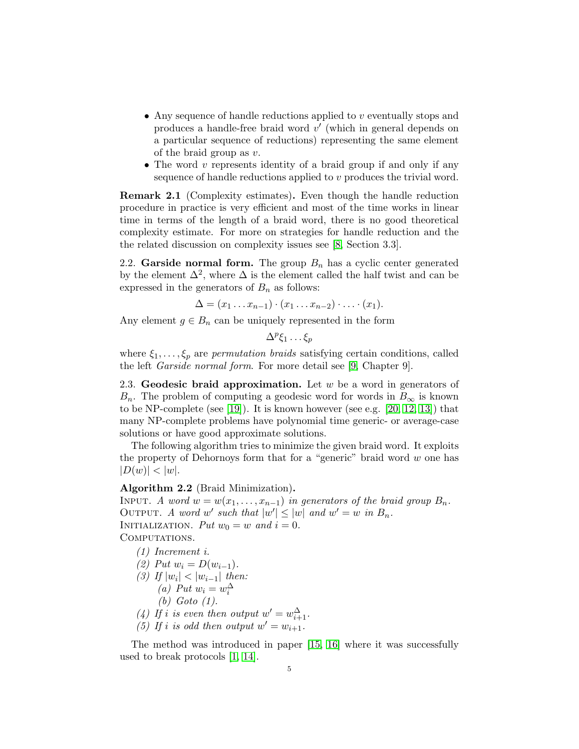- Any sequence of handle reductions applied to $v$ eventually stops and produces a handle-free braid word $v'$ (which in general depends on a particular sequence of reductions) representing the same element of the braid group as $v$.
- The word $v$ represents identity of a braid group if and only if any sequence of handle reductions applied to $v$ produces the trivial word.

**Remark 2.1** (Complexity estimates)**.** Even though the handle reduction procedure in practice is very efficient and most of the time works in linear time in terms of the length of a braid word, there is no good theoretical complexity estimate. For more on strategies for handle reduction and the the related discussion on complexity issues see [8, Section 3.3].

2.2. **Garside normal form.** The group $B_n$ has a cyclic center generated by the element $\Delta^2$, where $\Delta$ is the element called the half twist and can be expressed in the generators of $B_n$ as follows:

$$\Delta = (x_1 \ldots x_{n-1}) \cdot (x_1 \ldots x_{n-2}) \cdot \ldots \cdot (x_1).$$

Any element $g \in B_n$ can be uniquely represented in the form

$$\Delta^p \xi_1 \ldots \xi_p$$

where $\xi_1, \ldots, \xi_p$ are *permutation braids* satisfying certain conditions, called the left *Garside normal form*. For more detail see [9, Chapter 9].

2.3. **Geodesic braid approximation.** Let $w$ be a word in generators of $B_n$. The problem of computing a geodesic word for words in $B_\infty$ is known to be NP-complete (see [19]). It is known however (see e.g. [20, 12, 13]) that many NP-complete problems have polynomial time generic- or average-case solutions or have good approximate solutions.

The following algorithm tries to minimize the given braid word. It exploits the property of Dehornoys form that for a "generic" braid word $w$ one has $|D(w)| < |w|$.

**Algorithm 2.2** (Braid Minimization)**.**
INPUT. *A word $w = w(x_1, \ldots, x_{n-1})$ in generators of the braid group $B_n$.*
OUTPUT. *A word $w'$ such that $|w'| \leq |w|$ and $w' = w$ in $B_n$.*
INITIALIZATION. *Put $w_0 = w$ and $i = 0$.*
COMPUTATIONS.

*(1) Increment $i$.*
*(2) Put $w_i = D(w_{i-1})$.*
*(3) If $|w_i| < |w_{i-1}|$ then:*
  *(a) Put $w_i = w_i^\Delta$*
  *(b) Goto (1).*
*(4) If $i$ is even then output $w' = w_{i+1}^\Delta$.*
*(5) If $i$ is odd then output $w' = w_{i+1}$.*

The method was introduced in paper [15, 16] where it was successfully used to break protocols [1, 14].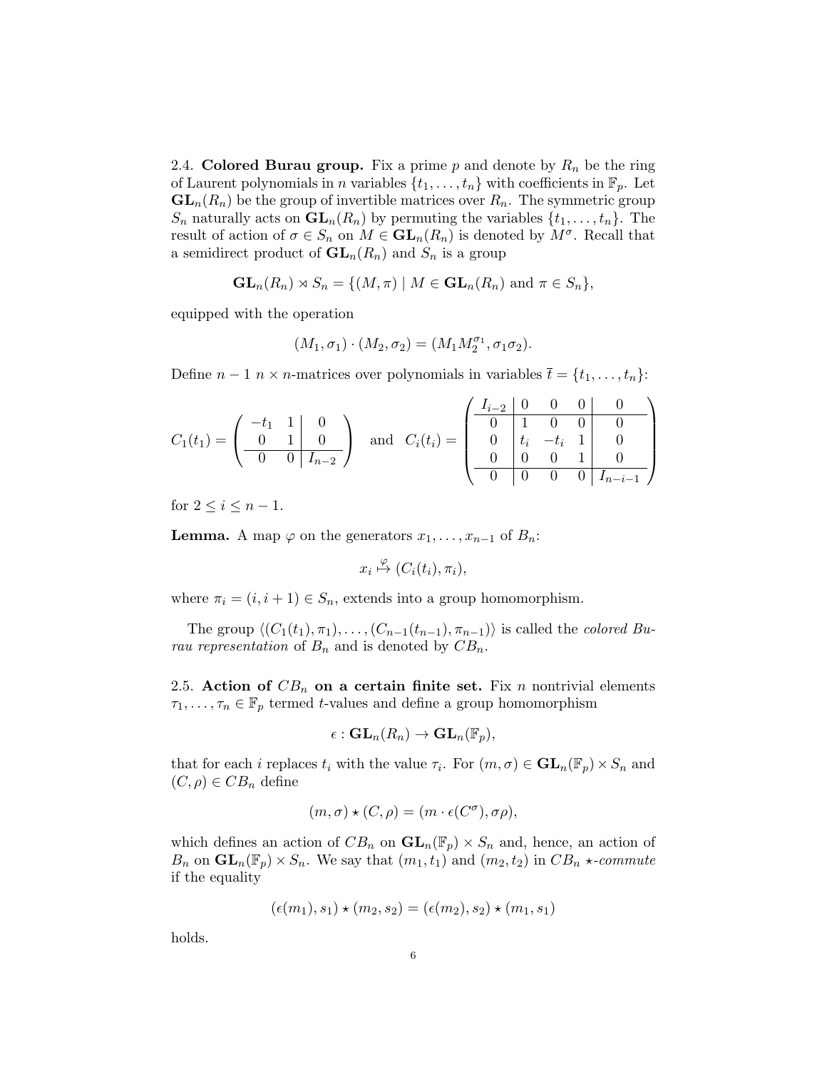2.4. **Colored Burau group.** Fix a prime $p$ and denote by $R_n$ be the ring of Laurent polynomials in $n$ variables $\{t_1, \ldots, t_n\}$ with coefficients in $\mathbb{F}_p$. Let $\mathbf{GL}_n(R_n)$ be the group of invertible matrices over $R_n$. The symmetric group $S_n$ naturally acts on $\mathbf{GL}_n(R_n)$ by permuting the variables $\{t_1, \ldots, t_n\}$. The result of action of $\sigma \in S_n$ on $M \in \mathbf{GL}_n(R_n)$ is denoted by $M^\sigma$. Recall that a semidirect product of $\mathbf{GL}_n(R_n)$ and $S_n$ is a group

$$\mathbf{GL}_n(R_n) \rtimes S_n = \{(M, \pi) \mid M \in \mathbf{GL}_n(R_n) \text{ and } \pi \in S_n\},$$

equipped with the operation

$$(M_1, \sigma_1) \cdot (M_2, \sigma_2) = (M_1 M_2^{\sigma_1}, \sigma_1 \sigma_2).$$

Define $n-1$ $n \times n$-matrices over polynomials in variables $\bar{t} = \{t_1, \ldots, t_n\}$:

$$C_1(t_1) = \left(\begin{array}{cc|c} -t_1 & 1 & 0 \\ 0 & 1 & 0 \\ \hline 0 & 0 & I_{n-2} \end{array}\right) \quad \text{and} \quad C_i(t_i) = \left(\begin{array}{c|ccc|c} I_{i-2} & 0 & 0 & 0 & 0 \\ \hline 0 & 1 & 0 & 0 & 0 \\ 0 & t_i & -t_i & 1 & 0 \\ 0 & 0 & 0 & 1 & 0 \\ \hline 0 & 0 & 0 & 0 & I_{n-i-1} \end{array}\right)$$

for $2 \leq i \leq n-1$.

**Lemma.** A map $\varphi$ on the generators $x_1, \ldots, x_{n-1}$ of $B_n$:

$$x_i \overset{\varphi}{\mapsto} (C_i(t_i), \pi_i),$$

where $\pi_i = (i, i+1) \in S_n$, extends into a group homomorphism.

The group $\langle (C_1(t_1), \pi_1), \ldots, (C_{n-1}(t_{n-1}), \pi_{n-1}) \rangle$ is called the *colored Burau representation* of $B_n$ and is denoted by $CB_n$.

2.5. **Action of $CB_n$ on a certain finite set.** Fix $n$ nontrivial elements $\tau_1, \ldots, \tau_n \in \mathbb{F}_p$ termed $t$-values and define a group homomorphism

$$\epsilon : \mathbf{GL}_n(R_n) \to \mathbf{GL}_n(\mathbb{F}_p),$$

that for each $i$ replaces $t_i$ with the value $\tau_i$. For $(m, \sigma) \in \mathbf{GL}_n(\mathbb{F}_p) \times S_n$ and $(C, \rho) \in CB_n$ define

$$(m, \sigma) \star (C, \rho) = (m \cdot \epsilon(C^\sigma), \sigma\rho),$$

which defines an action of $CB_n$ on $\mathbf{GL}_n(\mathbb{F}_p) \times S_n$ and, hence, an action of $B_n$ on $\mathbf{GL}_n(\mathbb{F}_p) \times S_n$. We say that $(m_1, t_1)$ and $(m_2, t_2)$ in $CB_n$ $\star$*-commute* if the equality

$$(\epsilon(m_1), s_1) \star (m_2, s_2) = (\epsilon(m_2), s_2) \star (m_1, s_1)$$

holds.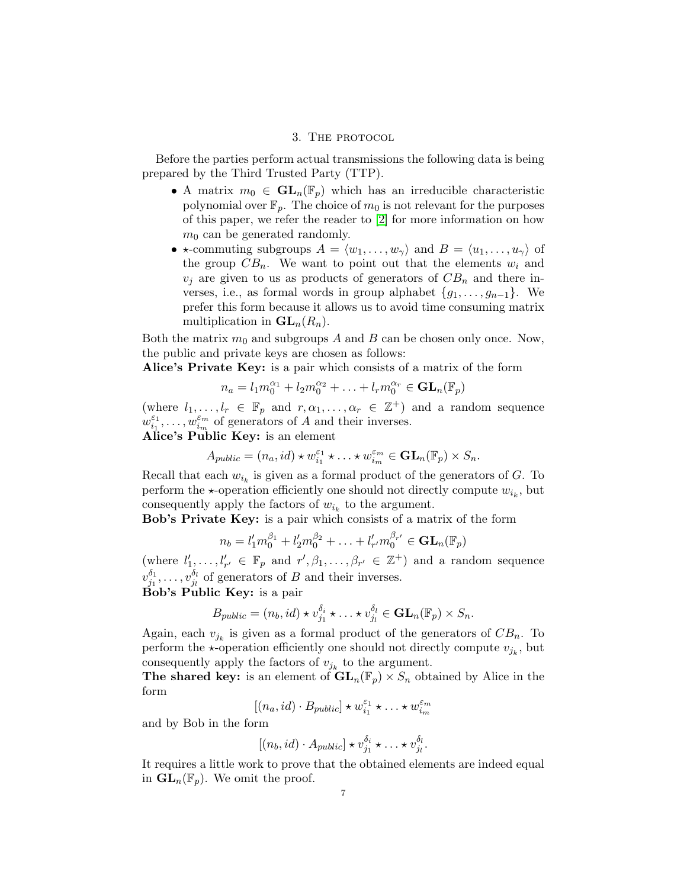## 3. The protocol

Before the parties perform actual transmissions the following data is being prepared by the Third Trusted Party (TTP).

- A matrix $m_0 \in \mathbf{GL}_n(\mathbb{F}_p)$ which has an irreducible characteristic polynomial over $\mathbb{F}_p$. The choice of $m_0$ is not relevant for the purposes of this paper, we refer the reader to [2] for more information on how $m_0$ can be generated randomly.
- $\star$-commuting subgroups $A = \langle w_1, \ldots, w_\gamma \rangle$ and $B = \langle u_1, \ldots, u_\gamma \rangle$ of the group $CB_n$. We want to point out that the elements $w_i$ and $v_j$ are given to us as products of generators of $CB_n$ and there inverses, i.e., as formal words in group alphabet $\{g_1, \ldots, g_{n-1}\}$. We prefer this form because it allows us to avoid time consuming matrix multiplication in $\mathbf{GL}_n(R_n)$.

Both the matrix $m_0$ and subgroups $A$ and $B$ can be chosen only once. Now, the public and private keys are chosen as follows:

**Alice's Private Key:** is a pair which consists of a matrix of the form

$$n_a = l_1 m_0^{\alpha_1} + l_2 m_0^{\alpha_2} + \ldots + l_r m_0^{\alpha_r} \in \mathbf{GL}_n(\mathbb{F}_p)$$

(where $l_1, \ldots, l_r \in \mathbb{F}_p$ and $r, \alpha_1, \ldots, \alpha_r \in \mathbb{Z}^+$) and a random sequence $w_{i_1}^{\varepsilon_1}, \ldots, w_{i_m}^{\varepsilon_m}$ of generators of $A$ and their inverses.

**Alice's Public Key:** is an element

$$A_{public} = (n_a, id) \star w_{i_1}^{\varepsilon_1} \star \ldots \star w_{i_m}^{\varepsilon_m} \in \mathbf{GL}_n(\mathbb{F}_p) \times S_n.$$

Recall that each $w_{i_k}$ is given as a formal product of the generators of $G$. To perform the $\star$-operation efficiently one should not directly compute $w_{i_k}$, but consequently apply the factors of $w_{i_k}$ to the argument.

**Bob's Private Key:** is a pair which consists of a matrix of the form

$$n_b = l'_1 m_0^{\beta_1} + l'_2 m_0^{\beta_2} + \ldots + l'_{r'} m_0^{\beta_{r'}} \in \mathbf{GL}_n(\mathbb{F}_p)$$

(where $l'_1, \ldots, l'_{r'} \in \mathbb{F}_p$ and $r', \beta_1, \ldots, \beta_{r'} \in \mathbb{Z}^+$) and a random sequence $v_{j_1}^{\delta_1}, \ldots, v_{j_l}^{\delta_l}$ of generators of $B$ and their inverses.

**Bob's Public Key:** is a pair

$$B_{public} = (n_b, id) \star v_{j_1}^{\delta_i} \star \ldots \star v_{j_l}^{\delta_l} \in \mathbf{GL}_n(\mathbb{F}_p) \times S_n.$$

Again, each $v_{j_k}$ is given as a formal product of the generators of $CB_n$. To perform the $\star$-operation efficiently one should not directly compute $v_{j_k}$, but consequently apply the factors of $v_{j_k}$ to the argument.

**The shared key:** is an element of $\mathbf{GL}_n(\mathbb{F}_p) \times S_n$ obtained by Alice in the form

$$[(n_a, id) \cdot B_{public}] \star w_{i_1}^{\varepsilon_1} \star \ldots \star w_{i_m}^{\varepsilon_m}$$

and by Bob in the form

$$[(n_b, id) \cdot A_{public}] \star v_{j_1}^{\delta_i} \star \ldots \star v_{j_l}^{\delta_l}.$$

It requires a little work to prove that the obtained elements are indeed equal in $\mathbf{GL}_n(\mathbb{F}_p)$. We omit the proof.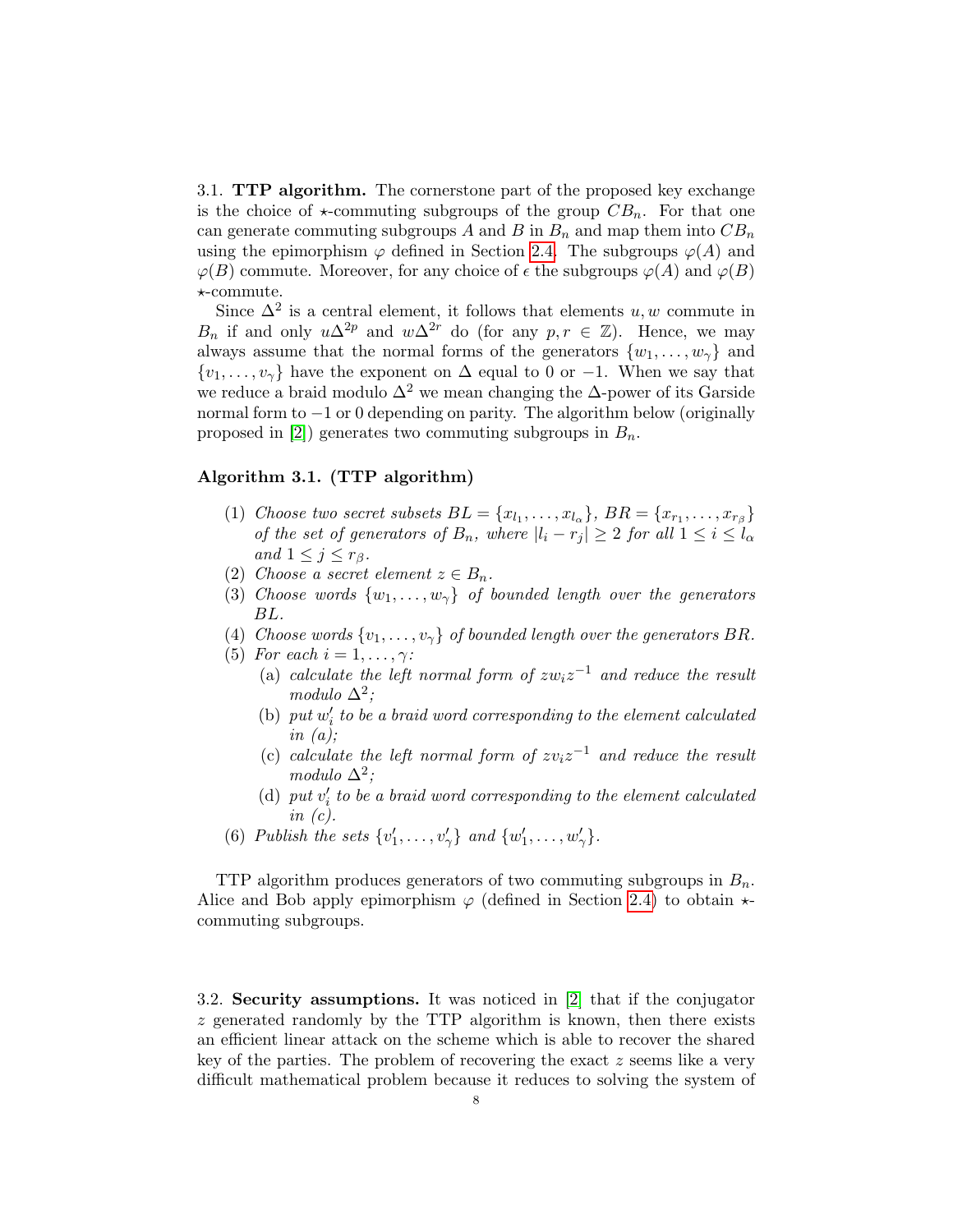3.1. **TTP algorithm.** The cornerstone part of the proposed key exchange is the choice of $\star$-commuting subgroups of the group $CB_n$. For that one can generate commuting subgroups $A$ and $B$ in $B_n$ and map them into $CB_n$ using the epimorphism $\varphi$ defined in Section 2.4. The subgroups $\varphi(A)$ and $\varphi(B)$ commute. Moreover, for any choice of $\epsilon$ the subgroups $\varphi(A)$ and $\varphi(B)$ $\star$-commute.

Since $\Delta^2$ is a central element, it follows that elements $u, w$ commute in $B_n$ if and only if $u\Delta^{2p}$ and $w\Delta^{2r}$ do (for any $p, r \in \mathbb{Z}$). Hence, we may always assume that the normal forms of the generators $\{w_1, \ldots, w_\gamma\}$ and $\{v_1, \ldots, v_\gamma\}$ have the exponent on $\Delta$ equal to 0 or $-1$. When we say that we reduce a braid modulo $\Delta^2$ we mean changing the $\Delta$-power of its Garside normal form to $-1$ or 0 depending on parity. The algorithm below (originally proposed in [2]) generates two commuting subgroups in $B_n$.

**Algorithm 3.1. (TTP algorithm)**

(1) *Choose two secret subsets $BL = \{x_{l_1}, \ldots, x_{l_\alpha}\}$, $BR = \{x_{r_1}, \ldots, x_{r_\beta}\}$ of the set of generators of $B_n$, where $|l_i - r_j| \geq 2$ for all $1 \leq i \leq l_\alpha$ and $1 \leq j \leq r_\beta$.*
(2) *Choose a secret element $z \in B_n$.*
(3) *Choose words $\{w_1, \ldots, w_\gamma\}$ of bounded length over the generators $BL$.*
(4) *Choose words $\{v_1, \ldots, v_\gamma\}$ of bounded length over the generators $BR$.*
(5) *For each $i = 1, \ldots, \gamma$:*
   (a) *calculate the left normal form of $zw_iz^{-1}$ and reduce the result modulo $\Delta^2$;*
   (b) *put $w_i'$ to be a braid word corresponding to the element calculated in (a);*
   (c) *calculate the left normal form of $zv_iz^{-1}$ and reduce the result modulo $\Delta^2$;*
   (d) *put $v_i'$ to be a braid word corresponding to the element calculated in (c).*
(6) *Publish the sets $\{v_1', \ldots, v_\gamma'\}$ and $\{w_1', \ldots, w_\gamma'\}$.*

TTP algorithm produces generators of two commuting subgroups in $B_n$. Alice and Bob apply epimorphism $\varphi$ (defined in Section 2.4) to obtain $\star$-commuting subgroups.

3.2. **Security assumptions.** It was noticed in [2] that if the conjugator $z$ generated randomly by the TTP algorithm is known, then there exists an efficient linear attack on the scheme which is able to recover the shared key of the parties. The problem of recovering the exact $z$ seems like a very difficult mathematical problem because it reduces to solving the system of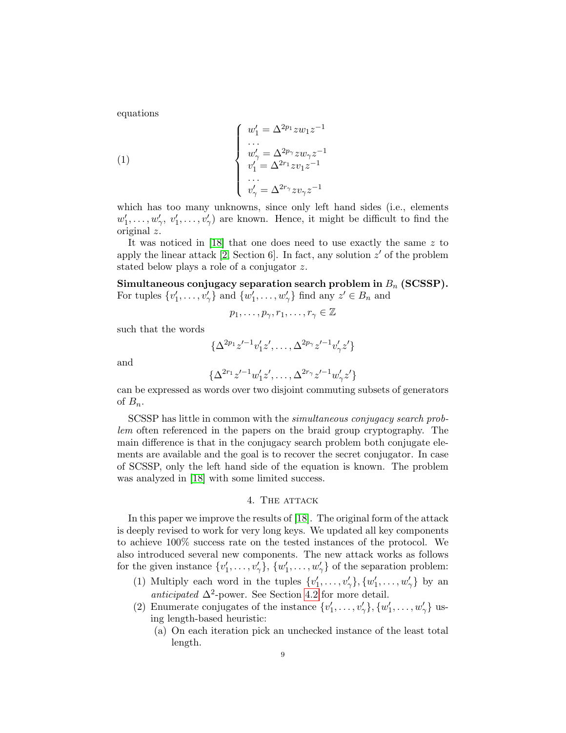equations

$$
(1) \qquad \begin{cases} w_1' = \Delta^{2p_1} z w_1 z^{-1} \\ \dots \\ w_\gamma' = \Delta^{2p_\gamma} z w_\gamma z^{-1} \\ v_1' = \Delta^{2r_1} z v_1 z^{-1} \\ \dots \\ v_\gamma' = \Delta^{2r_\gamma} z v_\gamma z^{-1} \end{cases}
$$

which has too many unknowns, since only left hand sides (i.e., elements $w_1', \dots, w_\gamma', v_1', \dots, v_\gamma'$) are known. Hence, it might be difficult to find the original $z$.

It was noticed in [18] that one does need to use exactly the same $z$ to apply the linear attack [2, Section 6]. In fact, any solution $z'$ of the problem stated below plays a role of a conjugator $z$.

**Simultaneous conjugacy separation search problem in $B_n$ (SCSSP).** For tuples $\{v_1', \dots, v_\gamma'\}$ and $\{w_1', \dots, w_\gamma'\}$ find any $z' \in B_n$ and

$$p_1, \dots, p_\gamma, r_1, \dots, r_\gamma \in \mathbb{Z}$$

such that the words

$$\{\Delta^{2p_1} z'^{-1} v_1' z', \dots, \Delta^{2p_\gamma} z'^{-1} v_\gamma' z'\}$$

and

$$\{\Delta^{2r_1} z'^{-1} w_1' z', \dots, \Delta^{2r_\gamma} z'^{-1} w_\gamma' z'\}$$

can be expressed as words over two disjoint commuting subsets of generators of $B_n$.

SCSSP has little in common with the *simultaneous conjugacy search problem* often referenced in the papers on the braid group cryptography. The main difference is that in the conjugacy search problem both conjugate elements are available and the goal is to recover the secret conjugator. In case of SCSSP, only the left hand side of the equation is known. The problem was analyzed in [18] with some limited success.

## 4. The attack

In this paper we improve the results of [18]. The original form of the attack is deeply revised to work for very long keys. We updated all key components to achieve 100% success rate on the tested instances of the protocol. We also introduced several new components. The new attack works as follows for the given instance $\{v_1', \dots, v_\gamma'\}$, $\{w_1', \dots, w_\gamma'\}$ of the separation problem:

1. Multiply each word in the tuples $\{v_1', \dots, v_\gamma'\}, \{w_1', \dots, w_\gamma'\}$ by an *anticipated* $\Delta^2$-power. See Section 4.2 for more detail.
2. Enumerate conjugates of the instance $\{v_1', \dots, v_\gamma'\}, \{w_1', \dots, w_\gamma'\}$ using length-based heuristic:
   (a) On each iteration pick an unchecked instance of the least total length.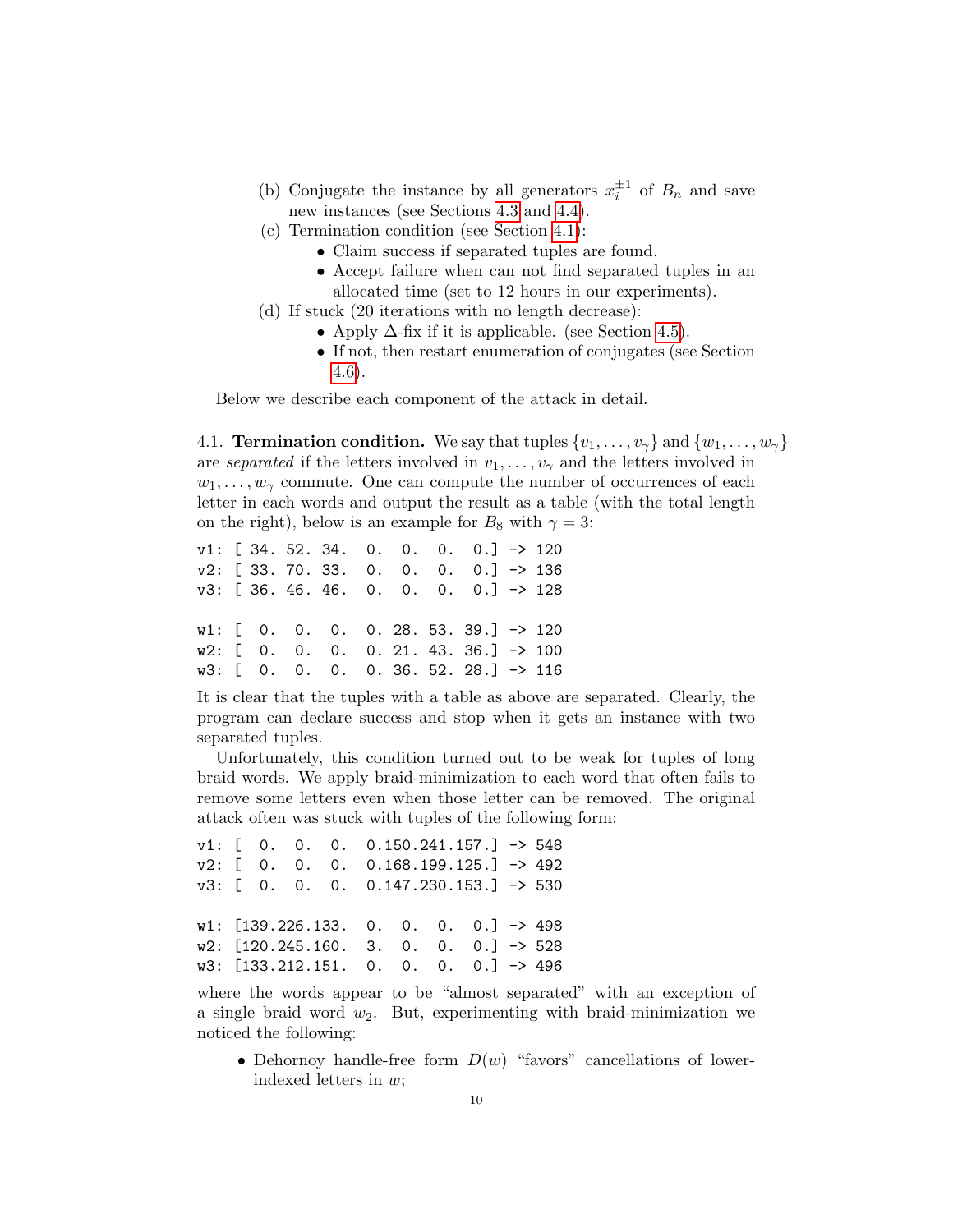(b) Conjugate the instance by all generators $x_i^{\pm 1}$ of $B_n$ and save new instances (see Sections 4.3 and 4.4).

(c) Termination condition (see Section 4.1):
   - Claim success if separated tuples are found.
   - Accept failure when can not find separated tuples in an allocated time (set to 12 hours in our experiments).

(d) If stuck (20 iterations with no length decrease):
   - Apply $\Delta$-fix if it is applicable. (see Section 4.5).
   - If not, then restart enumeration of conjugates (see Section 4.6).

Below we describe each component of the attack in detail.

4.1. **Termination condition.** We say that tuples $\{v_1, \ldots, v_\gamma\}$ and $\{w_1, \ldots, w_\gamma\}$ are *separated* if the letters involved in $v_1, \ldots, v_\gamma$ and the letters involved in $w_1, \ldots, w_\gamma$ commute. One can compute the number of occurrences of each letter in each words and output the result as a table (with the total length on the right), below is an example for $B_8$ with $\gamma = 3$:

```
v1: [ 34. 52. 34.  0.  0.  0.  0.] -> 120
v2: [ 33. 70. 33.  0.  0.  0.  0.] -> 136
v3: [ 36. 46. 46.  0.  0.  0.  0.] -> 128

w1: [  0.  0.  0.  0. 28. 53. 39.] -> 120
w2: [  0.  0.  0.  0. 21. 43. 36.] -> 100
w3: [  0.  0.  0.  0. 36. 52. 28.] -> 116
```

It is clear that the tuples with a table as above are separated. Clearly, the program can declare success and stop when it gets an instance with two separated tuples.

Unfortunately, this condition turned out to be weak for tuples of long braid words. We apply braid-minimization to each word that often fails to remove some letters even when those letter can be removed. The original attack often was stuck with tuples of the following form:

```
v1: [  0.  0.  0.  0.150.241.157.] -> 548
v2: [  0.  0.  0.  0.168.199.125.] -> 492
v3: [  0.  0.  0.  0.147.230.153.] -> 530

w1: [139.226.133.  0.  0.  0.  0.] -> 498
w2: [120.245.160.  3.  0.  0.  0.] -> 528
w3: [133.212.151.  0.  0.  0.  0.] -> 496
```

where the words appear to be "almost separated" with an exception of a single braid word $w_2$. But, experimenting with braid-minimization we noticed the following:

- Dehornoy handle-free form $D(w)$ "favors" cancellations of lower-indexed letters in $w$;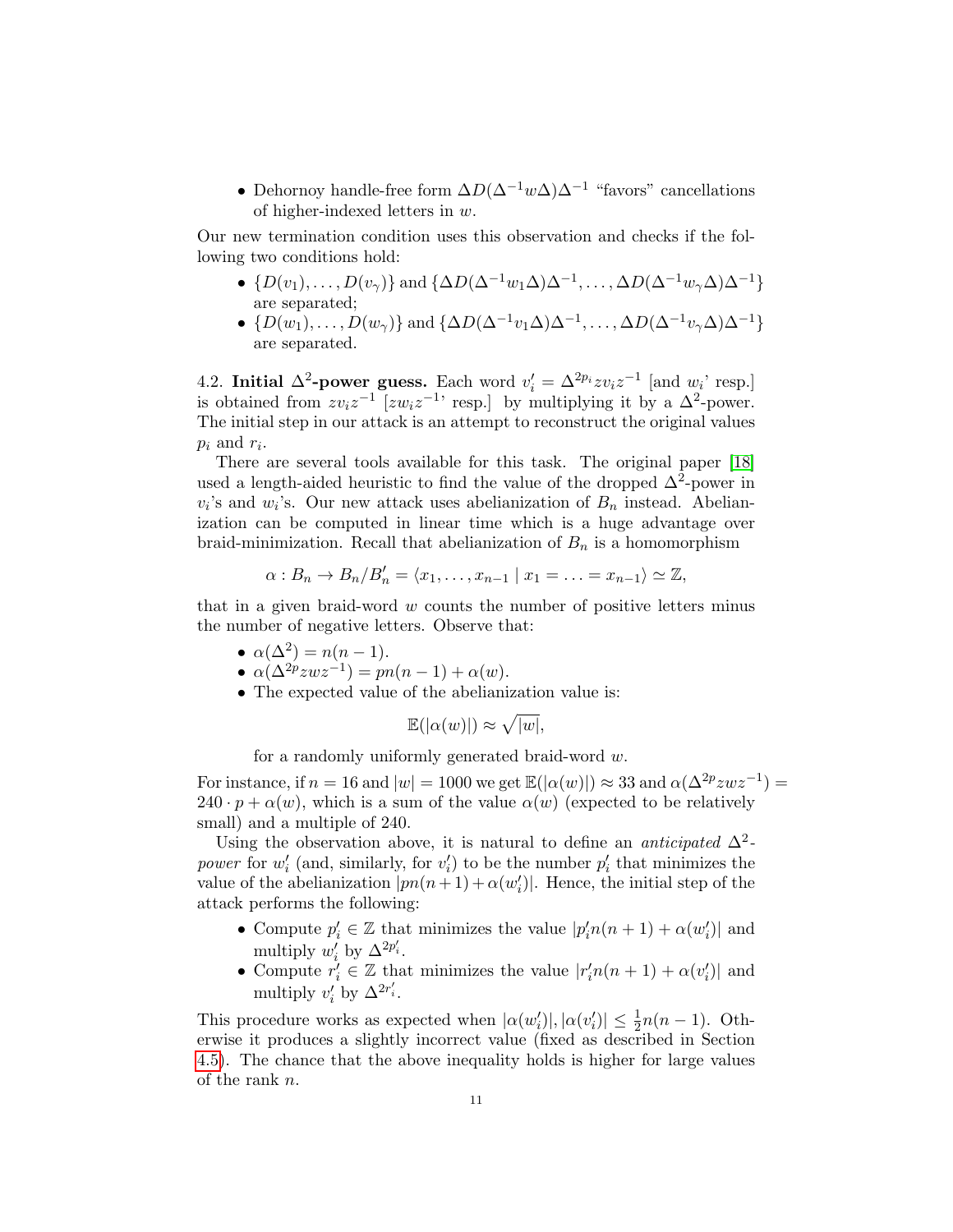- Dehornoy handle-free form $\Delta D(\Delta^{-1} w \Delta)\Delta^{-1}$ "favors" cancellations of higher-indexed letters in $w$.

Our new termination condition uses this observation and checks if the following two conditions hold:

- $\{D(v_1), \ldots, D(v_\gamma)\}$ and $\{\Delta D(\Delta^{-1} w_1 \Delta)\Delta^{-1}, \ldots, \Delta D(\Delta^{-1} w_\gamma \Delta)\Delta^{-1}\}$ are separated;
- $\{D(w_1), \ldots, D(w_\gamma)\}$ and $\{\Delta D(\Delta^{-1} v_1 \Delta)\Delta^{-1}, \ldots, \Delta D(\Delta^{-1} v_\gamma \Delta)\Delta^{-1}\}$ are separated.

4.2. **Initial $\Delta^2$-power guess.** Each word $v_i' = \Delta^{2p_i} z v_i z^{-1}$ [and $w_i$' resp.] is obtained from $z v_i z^{-1}$ [$z w_i z^{-1}$' resp.] by multiplying it by a $\Delta^2$-power. The initial step in our attack is an attempt to reconstruct the original values $p_i$ and $r_i$.

There are several tools available for this task. The original paper [18] used a length-aided heuristic to find the value of the dropped $\Delta^2$-power in $v_i$'s and $w_i$'s. Our new attack uses abelianization of $B_n$ instead. Abelianization can be computed in linear time which is a huge advantage over braid-minimization. Recall that abelianization of $B_n$ is a homomorphism

$$\alpha : B_n \to B_n/B_n' = \langle x_1, \ldots, x_{n-1} \mid x_1 = \ldots = x_{n-1} \rangle \simeq \mathbb{Z},$$

that in a given braid-word $w$ counts the number of positive letters minus the number of negative letters. Observe that:

- $\alpha(\Delta^2) = n(n-1)$.
- $\alpha(\Delta^{2p} z w z^{-1}) = pn(n-1) + \alpha(w)$.
- The expected value of the abelianization value is:

$$\mathbb{E}(|\alpha(w)|) \approx \sqrt{|w|},$$

for a randomly uniformly generated braid-word $w$.

For instance, if $n = 16$ and $|w| = 1000$ we get $\mathbb{E}(|\alpha(w)|) \approx 33$ and $\alpha(\Delta^{2p} z w z^{-1}) = 240 \cdot p + \alpha(w)$, which is a sum of the value $\alpha(w)$ (expected to be relatively small) and a multiple of 240.

Using the observation above, it is natural to define an *anticipated* $\Delta^2$-*power* for $w_i'$ (and, similarly, for $v_i'$) to be the number $p_i'$ that minimizes the value of the abelianization $|pn(n+1) + \alpha(w_i')|$. Hence, the initial step of the attack performs the following:

- Compute $p_i' \in \mathbb{Z}$ that minimizes the value $|p_i' n(n+1) + \alpha(w_i')|$ and multiply $w_i'$ by $\Delta^{2p_i'}$.
- Compute $r_i' \in \mathbb{Z}$ that minimizes the value $|r_i' n(n+1) + \alpha(v_i')|$ and multiply $v_i'$ by $\Delta^{2r_i'}$.

This procedure works as expected when $|\alpha(w_i')|, |\alpha(v_i')| \le \frac{1}{2}n(n-1)$. Otherwise it produces a slightly incorrect value (fixed as described in Section 4.5). The chance that the above inequality holds is higher for large values of the rank $n$.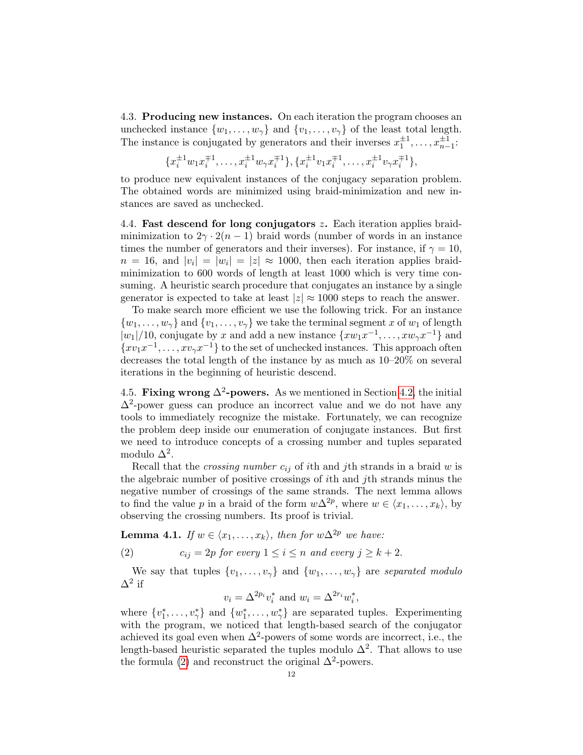**4.3. Producing new instances.** On each iteration the program chooses an unchecked instance $\{w_1, \ldots, w_\gamma\}$ and $\{v_1, \ldots, v_\gamma\}$ of the least total length. The instance is conjugated by generators and their inverses $x_1^{\pm 1}, \ldots, x_{n-1}^{\pm 1}$:

$$\{x_i^{\pm 1} w_1 x_i^{\mp 1}, \ldots, x_i^{\pm 1} w_\gamma x_i^{\mp 1}\}, \{x_i^{\pm 1} v_1 x_i^{\mp 1}, \ldots, x_i^{\pm 1} v_\gamma x_i^{\mp 1}\},$$

to produce new equivalent instances of the conjugacy separation problem. The obtained words are minimized using braid-minimization and new instances are saved as unchecked.

**4.4. Fast descend for long conjugators $z$.** Each iteration applies braid-minimization to $2\gamma \cdot 2(n-1)$ braid words (number of words in an instance times the number of generators and their inverses). For instance, if $\gamma = 10$, $n = 16$, and $|v_i| = |w_i| = |z| \approx 1000$, then each iteration applies braid-minimization to 600 words of length at least 1000 which is very time consuming. A heuristic search procedure that conjugates an instance by a single generator is expected to take at least $|z| \approx 1000$ steps to reach the answer.

To make search more efficient we use the following trick. For an instance $\{w_1, \ldots, w_\gamma\}$ and $\{v_1, \ldots, v_\gamma\}$ we take the terminal segment $x$ of $w_1$ of length $|w_1|/10$, conjugate by $x$ and add a new instance $\{xw_1x^{-1}, \ldots, xw_\gamma x^{-1}\}$ and $\{xv_1x^{-1}, \ldots, xv_\gamma x^{-1}\}$ to the set of unchecked instances. This approach often decreases the total length of the instance by as much as 10–20% on several iterations in the beginning of heuristic descend.

**4.5. Fixing wrong $\Delta^2$-powers.** As we mentioned in Section 4.2, the initial $\Delta^2$-power guess can produce an incorrect value and we do not have any tools to immediately recognize the mistake. Fortunately, we can recognize the problem deep inside our enumeration of conjugate instances. But first we need to introduce concepts of a crossing number and tuples separated modulo $\Delta^2$.

Recall that the *crossing number* $c_{ij}$ of $i$th and $j$th strands in a braid $w$ is the algebraic number of positive crossings of $i$th and $j$th strands minus the negative number of crossings of the same strands. The next lemma allows to find the value $p$ in a braid of the form $w\Delta^{2p}$, where $w \in \langle x_1, \ldots, x_k \rangle$, by observing the crossing numbers. Its proof is trivial.

**Lemma 4.1.** *If $w \in \langle x_1, \ldots, x_k \rangle$, then for $w\Delta^{2p}$ we have:*

$$c_{ij} = 2p \text{ for every } 1 \le i \le n \text{ and every } j \ge k+2. \tag{2}$$

We say that tuples $\{v_1, \ldots, v_\gamma\}$ and $\{w_1, \ldots, w_\gamma\}$ are *separated modulo* $\Delta^2$ if

$$v_i = \Delta^{2p_i} v_i^* \text{ and } w_i = \Delta^{2r_i} w_i^*,$$

where $\{v_1^*, \ldots, v_\gamma^*\}$ and $\{w_1^*, \ldots, w_\gamma^*\}$ are separated tuples. Experimenting with the program, we noticed that length-based search of the conjugator achieved its goal even when $\Delta^2$-powers of some words are incorrect, i.e., the length-based heuristic separated the tuples modulo $\Delta^2$. That allows to use the formula (2) and reconstruct the original $\Delta^2$-powers.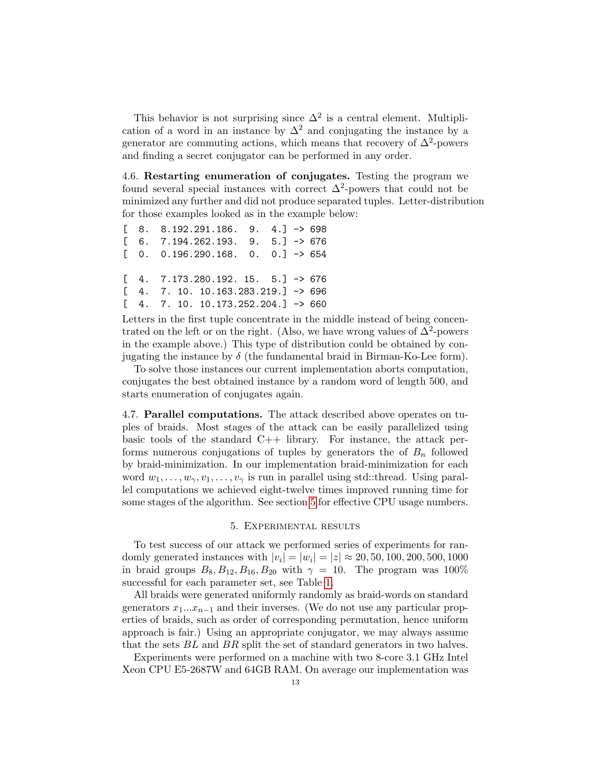This behavior is not surprising since $\Delta^2$ is a central element. Multiplication of a word in an instance by $\Delta^2$ and conjugating the instance by a generator are commuting actions, which means that recovery of $\Delta^2$-powers and finding a secret conjugator can be performed in any order.

4.6. **Restarting enumeration of conjugates.** Testing the program we found several special instances with correct $\Delta^2$-powers that could not be minimized any further and did not produce separated tuples. Letter-distribution for those examples looked as in the example below:

```
[  8.  8.192.291.186.  9.  4.] -> 698
[  6.  7.194.262.193.  9.  5.] -> 676
[  0.  0.196.290.168.  0.  0.] -> 654

[  4.  7.173.280.192. 15.  5.] -> 676
[  4.  7. 10. 10.163.283.219.] -> 696
[  4.  7. 10. 10.173.252.204.] -> 660
```

Letters in the first tuple concentrate in the middle instead of being concentrated on the left or on the right. (Also, we have wrong values of $\Delta^2$-powers in the example above.) This type of distribution could be obtained by conjugating the instance by $\delta$ (the fundamental braid in Birman-Ko-Lee form).

To solve those instances our current implementation aborts computation, conjugates the best obtained instance by a random word of length 500, and starts enumeration of conjugates again.

4.7. **Parallel computations.** The attack described above operates on tuples of braids. Most stages of the attack can be easily parallelized using basic tools of the standard C++ library. For instance, the attack performs numerous conjugations of tuples by generators the of $B_n$ followed by braid-minimization. In our implementation braid-minimization for each word $w_1, \ldots, w_\gamma, v_1, \ldots, v_\gamma$ is run in parallel using std::thread. Using parallel computations we achieved eight-twelve times improved running time for some stages of the algorithm. See section 5 for effective CPU usage numbers.

## 5. Experimental results

To test success of our attack we performed series of experiments for randomly generated instances with $|v_i| = |w_i| = |z| \approx 20, 50, 100, 200, 500, 1000$ in braid groups $B_8, B_{12}, B_{16}, B_{20}$ with $\gamma = 10$. The program was 100% successful for each parameter set, see Table 1.

All braids were generated uniformly randomly as braid-words on standard generators $x_1 \ldots x_{n-1}$ and their inverses. (We do not use any particular properties of braids, such as order of corresponding permutation, hence uniform approach is fair.) Using an appropriate conjugator, we may always assume that the sets $BL$ and $BR$ split the set of standard generators in two halves.

Experiments were performed on a machine with two 8-core 3.1 GHz Intel Xeon CPU E5-2687W and 64GB RAM. On average our implementation was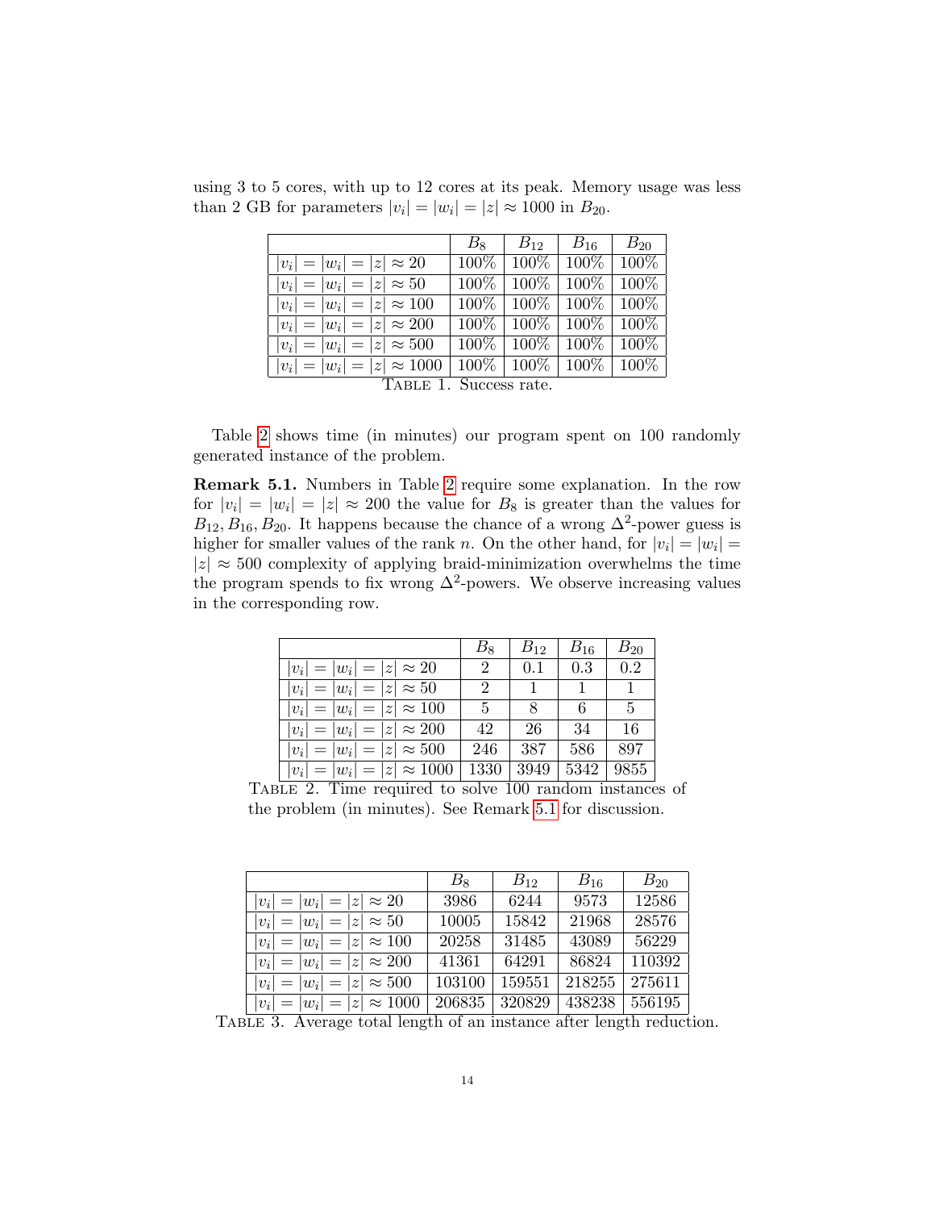using 3 to 5 cores, with up to 12 cores at its peak. Memory usage was less than 2 GB for parameters $|v_i| = |w_i| = |z| \approx 1000$ in $B_{20}$.

| | $B_8$ | $B_{12}$ | $B_{16}$ | $B_{20}$ |
|---|---|---|---|---|
| $\lvert v_i\rvert = \lvert w_i\rvert = \lvert z\rvert \approx 20$ | 100% | 100% | 100% | 100% |
| $\lvert v_i\rvert = \lvert w_i\rvert = \lvert z\rvert \approx 50$ | 100% | 100% | 100% | 100% |
| $\lvert v_i\rvert = \lvert w_i\rvert = \lvert z\rvert \approx 100$ | 100% | 100% | 100% | 100% |
| $\lvert v_i\rvert = \lvert w_i\rvert = \lvert z\rvert \approx 200$ | 100% | 100% | 100% | 100% |
| $\lvert v_i\rvert = \lvert w_i\rvert = \lvert z\rvert \approx 500$ | 100% | 100% | 100% | 100% |
| $\lvert v_i\rvert = \lvert w_i\rvert = \lvert z\rvert \approx 1000$ | 100% | 100% | 100% | 100% |

TABLE 1. Success rate.

Table 2 shows time (in minutes) our program spent on 100 randomly generated instance of the problem.

**Remark 5.1.** Numbers in Table 2 require some explanation. In the row for $|v_i| = |w_i| = |z| \approx 200$ the value for $B_8$ is greater than the values for $B_{12}, B_{16}, B_{20}$. It happens because the chance of a wrong $\Delta^2$-power guess is higher for smaller values of the rank $n$. On the other hand, for $|v_i| = |w_i| = |z| \approx 500$ complexity of applying braid-minimization overwhelms the time the program spends to fix wrong $\Delta^2$-powers. We observe increasing values in the corresponding row.

| | $B_8$ | $B_{12}$ | $B_{16}$ | $B_{20}$ |
|---|---|---|---|---|
| $\lvert v_i\rvert = \lvert w_i\rvert = \lvert z\rvert \approx 20$ | 2 | 0.1 | 0.3 | 0.2 |
| $\lvert v_i\rvert = \lvert w_i\rvert = \lvert z\rvert \approx 50$ | 2 | 1 | 1 | 1 |
| $\lvert v_i\rvert = \lvert w_i\rvert = \lvert z\rvert \approx 100$ | 5 | 8 | 6 | 5 |
| $\lvert v_i\rvert = \lvert w_i\rvert = \lvert z\rvert \approx 200$ | 42 | 26 | 34 | 16 |
| $\lvert v_i\rvert = \lvert w_i\rvert = \lvert z\rvert \approx 500$ | 246 | 387 | 586 | 897 |
| $\lvert v_i\rvert = \lvert w_i\rvert = \lvert z\rvert \approx 1000$ | 1330 | 3949 | 5342 | 9855 |

TABLE 2. Time required to solve 100 random instances of the problem (in minutes). See Remark 5.1 for discussion.

| | $B_8$ | $B_{12}$ | $B_{16}$ | $B_{20}$ |
|---|---|---|---|---|
| $\lvert v_i\rvert = \lvert w_i\rvert = \lvert z\rvert \approx 20$ | 3986 | 6244 | 9573 | 12586 |
| $\lvert v_i\rvert = \lvert w_i\rvert = \lvert z\rvert \approx 50$ | 10005 | 15842 | 21968 | 28576 |
| $\lvert v_i\rvert = \lvert w_i\rvert = \lvert z\rvert \approx 100$ | 20258 | 31485 | 43089 | 56229 |
| $\lvert v_i\rvert = \lvert w_i\rvert = \lvert z\rvert \approx 200$ | 41361 | 64291 | 86824 | 110392 |
| $\lvert v_i\rvert = \lvert w_i\rvert = \lvert z\rvert \approx 500$ | 103100 | 159551 | 218255 | 275611 |
| $\lvert v_i\rvert = \lvert w_i\rvert = \lvert z\rvert \approx 1000$ | 206835 | 320829 | 438238 | 556195 |

TABLE 3. Average total length of an instance after length reduction.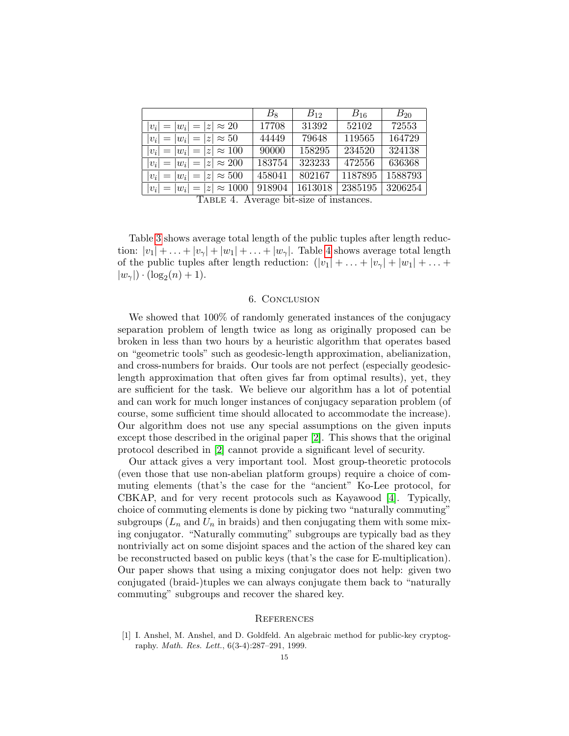|  | $B_8$ | $B_{12}$ | $B_{16}$ | $B_{20}$ |
|---|---|---|---|---|
| $\lvert v_i\rvert = \lvert w_i\rvert = \lvert z\rvert \approx 20$ | 17708 | 31392 | 52102 | 72553 |
| $\lvert v_i\rvert = \lvert w_i\rvert = \lvert z\rvert \approx 50$ | 44449 | 79648 | 119565 | 164729 |
| $\lvert v_i\rvert = \lvert w_i\rvert = \lvert z\rvert \approx 100$ | 90000 | 158295 | 234520 | 324138 |
| $\lvert v_i\rvert = \lvert w_i\rvert = \lvert z\rvert \approx 200$ | 183754 | 323233 | 472556 | 636368 |
| $\lvert v_i\rvert = \lvert w_i\rvert = \lvert z\rvert \approx 500$ | 458041 | 802167 | 1187895 | 1588793 |
| $\lvert v_i\rvert = \lvert w_i\rvert = \lvert z\rvert \approx 1000$ | 918904 | 1613018 | 2385195 | 3206254 |

Table 4. Average bit-size of instances.

Table 3 shows average total length of the public tuples after length reduction: $|v_1| + \ldots + |v_\gamma| + |w_1| + \ldots + |w_\gamma|$. Table 4 shows average total length of the public tuples after length reduction: $(|v_1| + \ldots + |v_\gamma| + |w_1| + \ldots + |w_\gamma|) \cdot (\log_2(n) + 1)$.

## 6. Conclusion

We showed that 100% of randomly generated instances of the conjugacy separation problem of length twice as long as originally proposed can be broken in less than two hours by a heuristic algorithm that operates based on "geometric tools" such as geodesic-length approximation, abelianization, and cross-numbers for braids. Our tools are not perfect (especially geodesic-length approximation that often gives far from optimal results), yet, they are sufficient for the task. We believe our algorithm has a lot of potential and can work for much longer instances of conjugacy separation problem (of course, some sufficient time should allocated to accommodate the increase). Our algorithm does not use any special assumptions on the given inputs except those described in the original paper [2]. This shows that the original protocol described in [2] cannot provide a significant level of security.

Our attack gives a very important tool. Most group-theoretic protocols (even those that use non-abelian platform groups) require a choice of commuting elements (that's the case for the "ancient" Ko-Lee protocol, for CBKAP, and for very recent protocols such as Kayawood [4]. Typically, choice of commuting elements is done by picking two "naturally commuting" subgroups ($L_n$ and $U_n$ in braids) and then conjugating them with some mixing conjugator. "Naturally commuting" subgroups are typically bad as they nontrivially act on some disjoint spaces and the action of the shared key can be reconstructed based on public keys (that's the case for E-multiplication). Our paper shows that using a mixing conjugator does not help: given two conjugated (braid-)tuples we can always conjugate them back to "naturally commuting" subgroups and recover the shared key.

## References

[1] I. Anshel, M. Anshel, and D. Goldfeld. An algebraic method for public-key cryptography. *Math. Res. Lett.*, 6(3-4):287–291, 1999.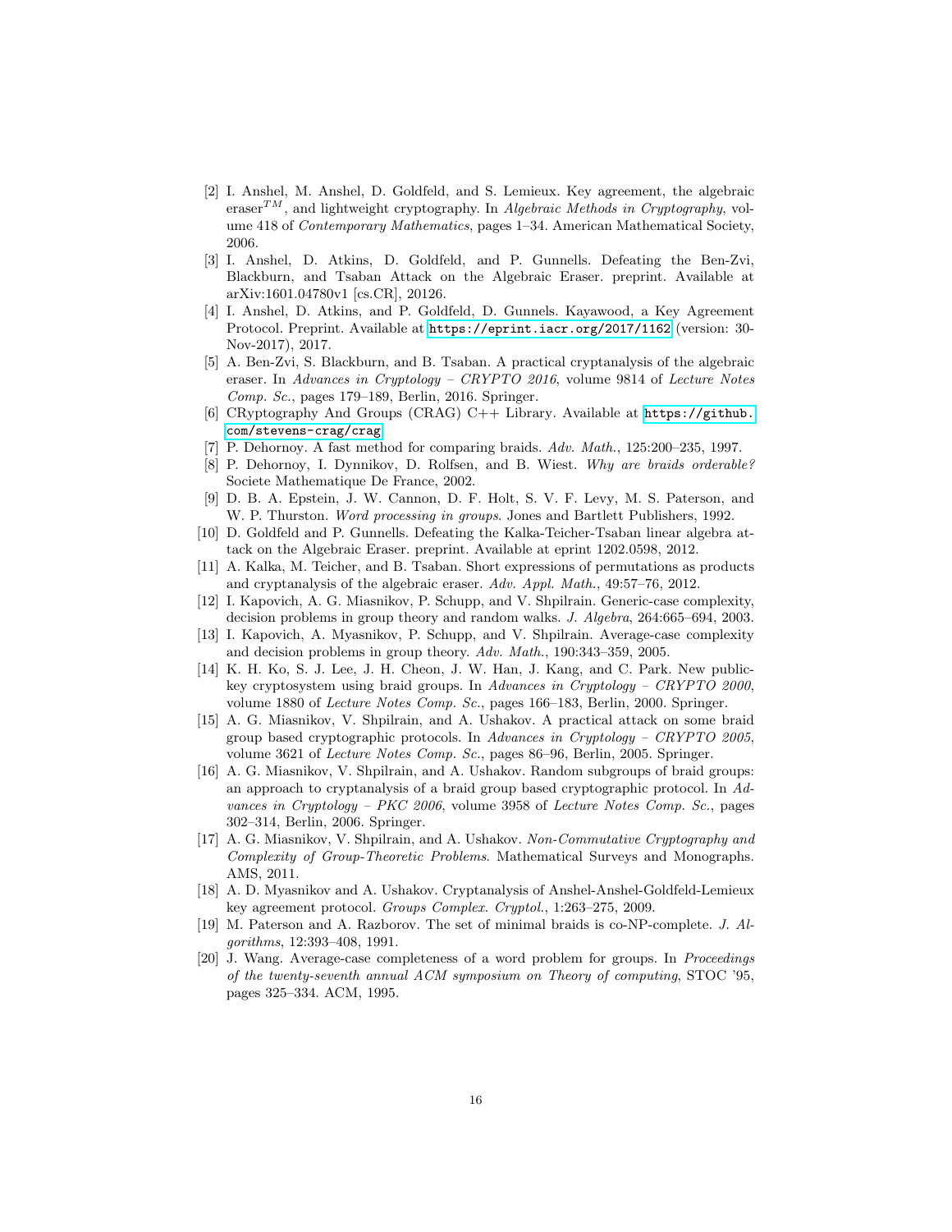[2] I. Anshel, M. Anshel, D. Goldfeld, and S. Lemieux. Key agreement, the algebraic eraser$^{TM}$, and lightweight cryptography. In *Algebraic Methods in Cryptography*, volume 418 of *Contemporary Mathematics*, pages 1–34. American Mathematical Society, 2006.

[3] I. Anshel, D. Atkins, D. Goldfeld, and P. Gunnells. Defeating the Ben-Zvi, Blackburn, and Tsaban Attack on the Algebraic Eraser. preprint. Available at arXiv:1601.04780v1 [cs.CR], 20126.

[4] I. Anshel, D. Atkins, and P. Goldfeld, D. Gunnels. Kayawood, a Key Agreement Protocol. Preprint. Available at https://eprint.iacr.org/2017/1162 (version: 30-Nov-2017), 2017.

[5] A. Ben-Zvi, S. Blackburn, and B. Tsaban. A practical cryptanalysis of the algebraic eraser. In *Advances in Cryptology – CRYPTO 2016*, volume 9814 of *Lecture Notes Comp. Sc.*, pages 179–189, Berlin, 2016. Springer.

[6] CRyptography And Groups (CRAG) C++ Library. Available at https://github.com/stevens-crag/crag.

[7] P. Dehornoy. A fast method for comparing braids. *Adv. Math.*, 125:200–235, 1997.

[8] P. Dehornoy, I. Dynnikov, D. Rolfsen, and B. Wiest. *Why are braids orderable?* Societe Mathematique De France, 2002.

[9] D. B. A. Epstein, J. W. Cannon, D. F. Holt, S. V. F. Levy, M. S. Paterson, and W. P. Thurston. *Word processing in groups*. Jones and Bartlett Publishers, 1992.

[10] D. Goldfeld and P. Gunnells. Defeating the Kalka-Teicher-Tsaban linear algebra attack on the Algebraic Eraser. preprint. Available at eprint 1202.0598, 2012.

[11] A. Kalka, M. Teicher, and B. Tsaban. Short expressions of permutations as products and cryptanalysis of the algebraic eraser. *Adv. Appl. Math.*, 49:57–76, 2012.

[12] I. Kapovich, A. G. Miasnikov, P. Schupp, and V. Shpilrain. Generic-case complexity, decision problems in group theory and random walks. *J. Algebra*, 264:665–694, 2003.

[13] I. Kapovich, A. Myasnikov, P. Schupp, and V. Shpilrain. Average-case complexity and decision problems in group theory. *Adv. Math.*, 190:343–359, 2005.

[14] K. H. Ko, S. J. Lee, J. H. Cheon, J. W. Han, J. Kang, and C. Park. New public-key cryptosystem using braid groups. In *Advances in Cryptology – CRYPTO 2000*, volume 1880 of *Lecture Notes Comp. Sc.*, pages 166–183, Berlin, 2000. Springer.

[15] A. G. Miasnikov, V. Shpilrain, and A. Ushakov. A practical attack on some braid group based cryptographic protocols. In *Advances in Cryptology – CRYPTO 2005*, volume 3621 of *Lecture Notes Comp. Sc.*, pages 86–96, Berlin, 2005. Springer.

[16] A. G. Miasnikov, V. Shpilrain, and A. Ushakov. Random subgroups of braid groups: an approach to cryptanalysis of a braid group based cryptographic protocol. In *Advances in Cryptology – PKC 2006*, volume 3958 of *Lecture Notes Comp. Sc.*, pages 302–314, Berlin, 2006. Springer.

[17] A. G. Miasnikov, V. Shpilrain, and A. Ushakov. *Non-Commutative Cryptography and Complexity of Group-Theoretic Problems*. Mathematical Surveys and Monographs. AMS, 2011.

[18] A. D. Myasnikov and A. Ushakov. Cryptanalysis of Anshel-Anshel-Goldfeld-Lemieux key agreement protocol. *Groups Complex. Cryptol.*, 1:263–275, 2009.

[19] M. Paterson and A. Razborov. The set of minimal braids is co-NP-complete. *J. Algorithms*, 12:393–408, 1991.

[20] J. Wang. Average-case completeness of a word problem for groups. In *Proceedings of the twenty-seventh annual ACM symposium on Theory of computing*, STOC '95, pages 325–334. ACM, 1995.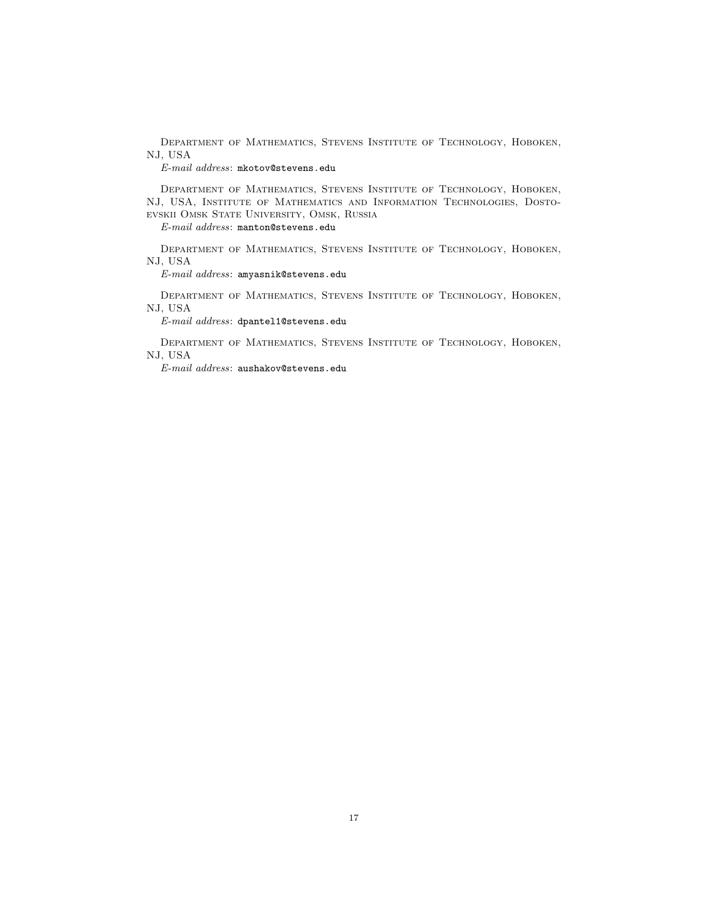Department of Mathematics, Stevens Institute of Technology, Hoboken, NJ, USA

*E-mail address*: mkotov@stevens.edu

Department of Mathematics, Stevens Institute of Technology, Hoboken, NJ, USA, Institute of Mathematics and Information Technologies, Dostoevskii Omsk State University, Omsk, Russia

*E-mail address*: manton@stevens.edu

Department of Mathematics, Stevens Institute of Technology, Hoboken, NJ, USA

*E-mail address*: amyasnik@stevens.edu

Department of Mathematics, Stevens Institute of Technology, Hoboken, NJ, USA

*E-mail address*: dpantel1@stevens.edu

Department of Mathematics, Stevens Institute of Technology, Hoboken, NJ, USA

*E-mail address*: aushakov@stevens.edu